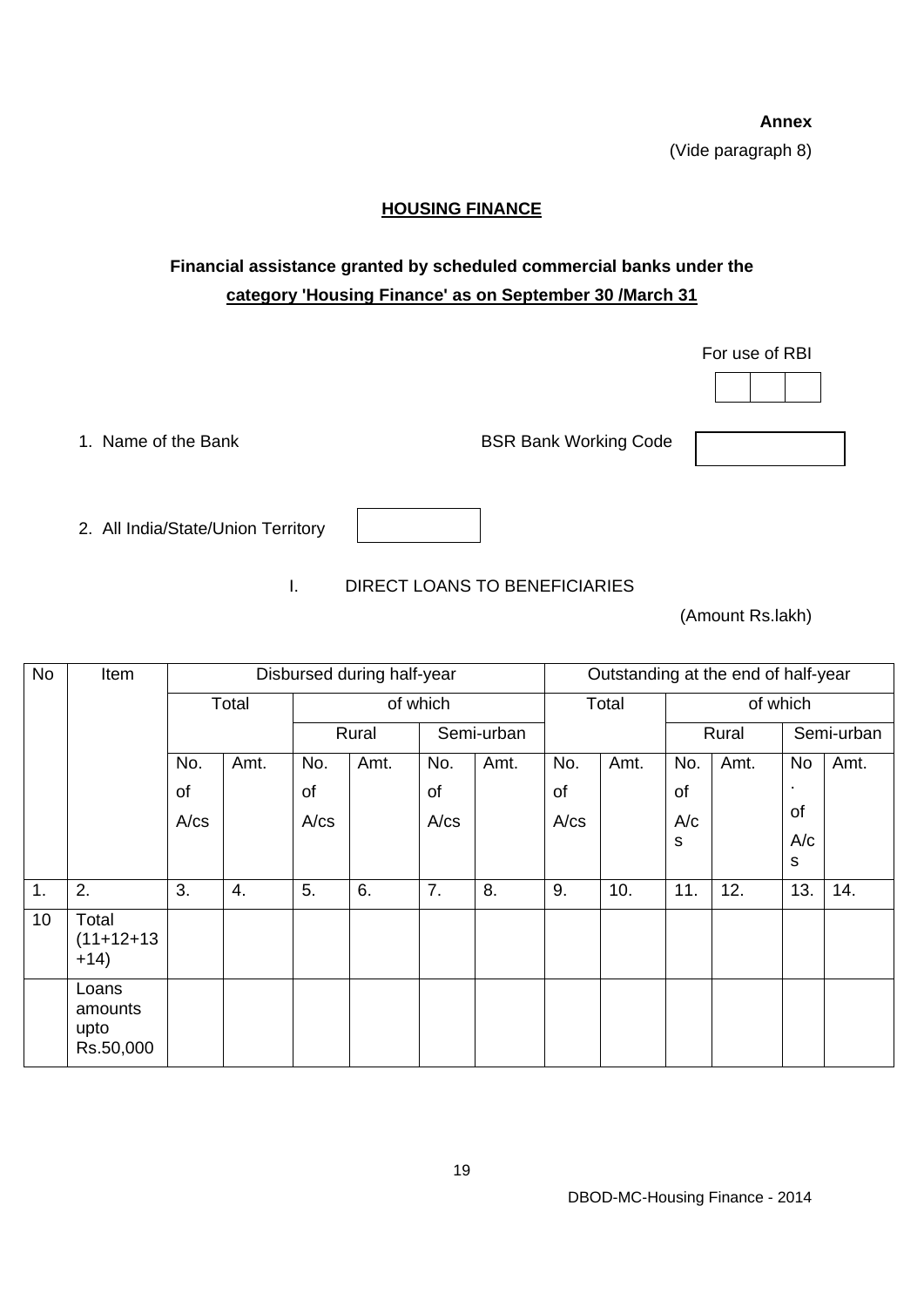**Annex**

(Vide paragraph 8)

## HOUSING FINANCE

### Financial assistance granted by scheduled commercial banks under the category 'Housing Finance' as on September 30 /March 31

For use of RBI

1. Name of the Bank                BSR Bank Working Code

2. All India/State/Union Territory

I. DIRECT LOANS TO BENEFICIARIES

(Amount Rs.lakh)

| No | Item | Disbursed during half-year | | | | | | Outstanding at the end of half-year | | | | | |
|---|---|---|---|---|---|---|---|---|---|---|---|---|---|
| | | Total | | of which | | | | Total | | of which | | | |
| | | | | Rural | | Semi-urban | | | | Rural | | Semi-urban | |
| | | No. of A/cs | Amt. | No. of A/cs | Amt. | No. of A/cs | Amt. | No. of A/cs | Amt. | No. of A/cs | Amt. | No. of A/cs | Amt. |
| 1. | 2. | 3. | 4. | 5. | 6. | 7. | 8. | 9. | 10. | 11. | 12. | 13. | 14. |
| 10 | Total (11+12+13 +14) | | | | | | | | | | | | |
| | Loans amounts upto Rs.50,000 | | | | | | | | | | | | |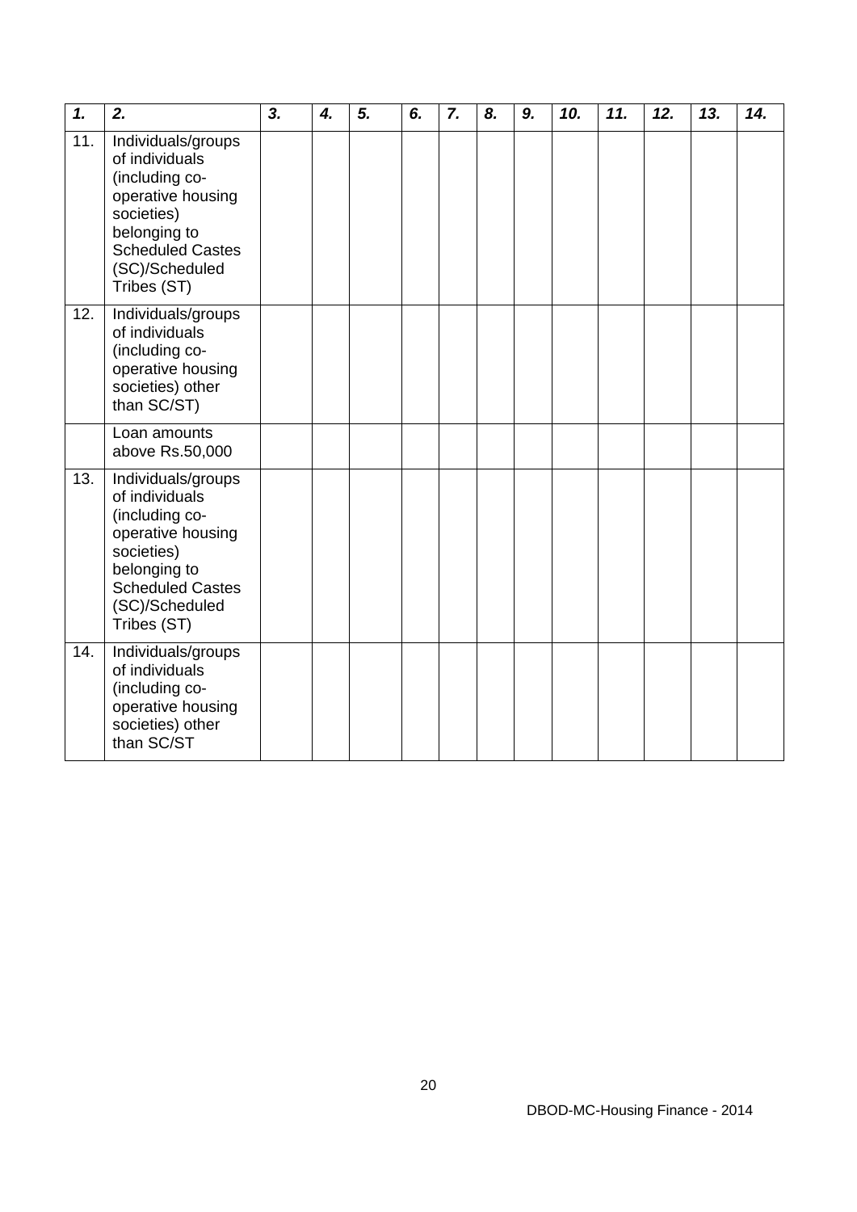| *1.* | *2.* | *3.* | *4.* | *5.* | *6.* | *7.* | *8.* | *9.* | *10.* | *11.* | *12.* | *13.* | *14.* |
|---|---|---|---|---|---|---|---|---|---|---|---|---|---|
| 11. | Individuals/groups of individuals (including co-operative housing societies) belonging to Scheduled Castes (SC)/Scheduled Tribes (ST) | | | | | | | | | | | | |
| 12. | Individuals/groups of individuals (including co-operative housing societies) other than SC/ST) | | | | | | | | | | | | |
| | Loan amounts above Rs.50,000 | | | | | | | | | | | | |
| 13. | Individuals/groups of individuals (including co-operative housing societies) belonging to Scheduled Castes (SC)/Scheduled Tribes (ST) | | | | | | | | | | | | |
| 14. | Individuals/groups of individuals (including co-operative housing societies) other than SC/ST | | | | | | | | | | | | |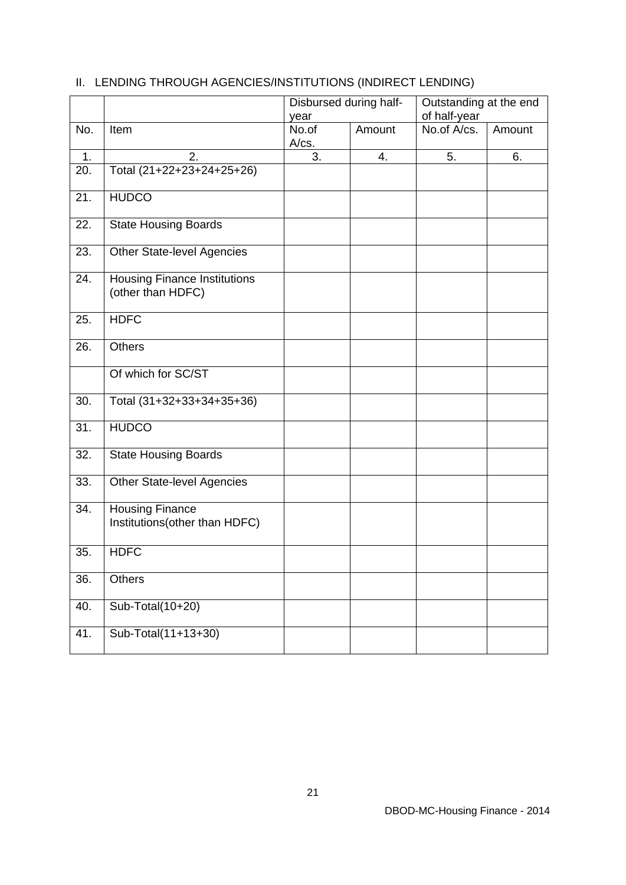## II. LENDING THROUGH AGENCIES/INSTITUTIONS (INDIRECT LENDING)

| | | Disbursed during half-year | | Outstanding at the end of half-year | |
|---|---|---|---|---|---|
| No. | Item | No.of A/cs. | Amount | No.of A/cs. | Amount |
| 1. | 2. | 3. | 4. | 5. | 6. |
| 20. | Total (21+22+23+24+25+26) | | | | |
| 21. | HUDCO | | | | |
| 22. | State Housing Boards | | | | |
| 23. | Other State-level Agencies | | | | |
| 24. | Housing Finance Institutions (other than HDFC) | | | | |
| 25. | HDFC | | | | |
| 26. | Others | | | | |
| | Of which for SC/ST | | | | |
| 30. | Total (31+32+33+34+35+36) | | | | |
| 31. | HUDCO | | | | |
| 32. | State Housing Boards | | | | |
| 33. | Other State-level Agencies | | | | |
| 34. | Housing Finance Institutions(other than HDFC) | | | | |
| 35. | HDFC | | | | |
| 36. | Others | | | | |
| 40. | Sub-Total(10+20) | | | | |
| 41. | Sub-Total(11+13+30) | | | | |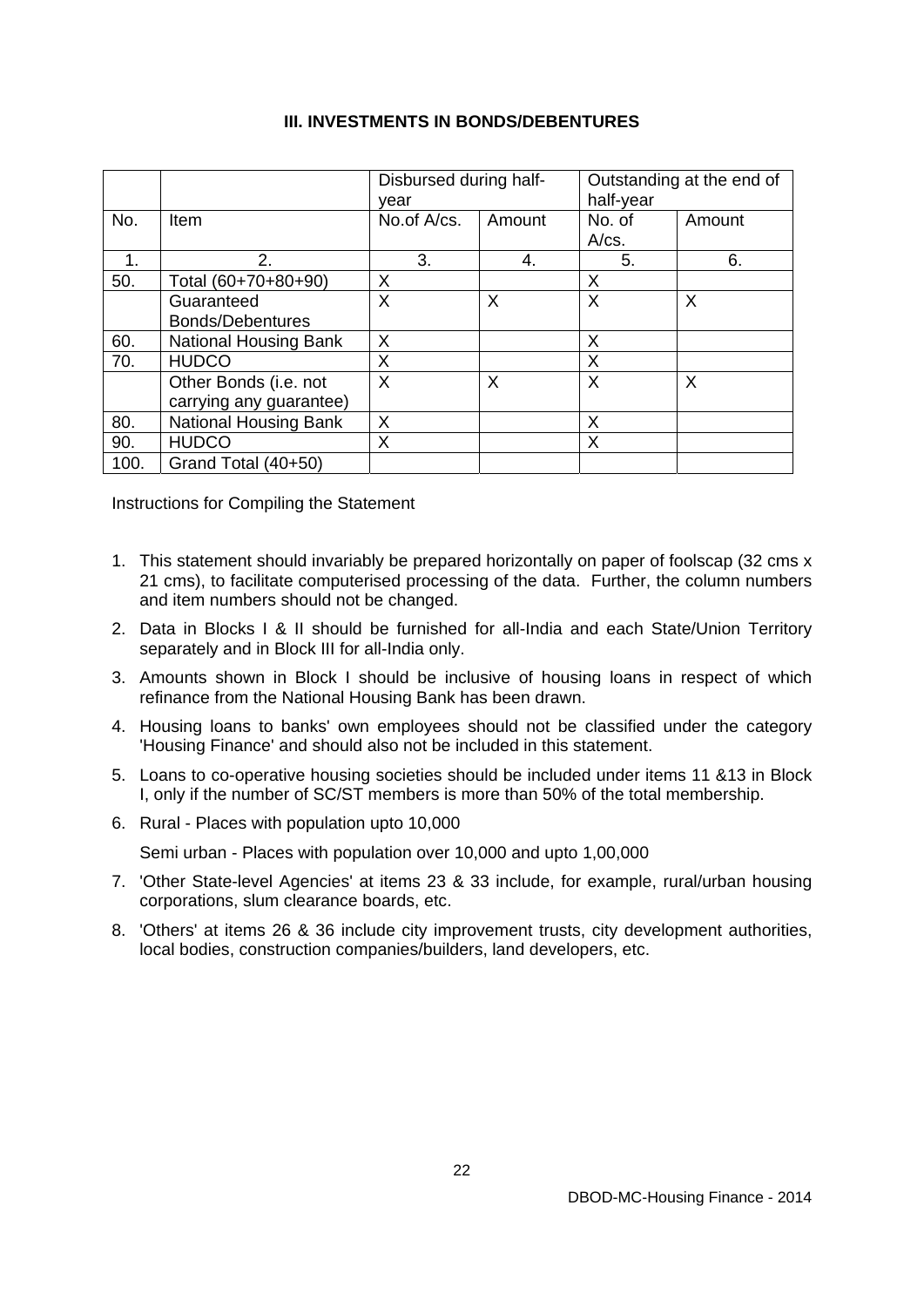**III. INVESTMENTS IN BONDS/DEBENTURES**

| | | Disbursed during half-year | | Outstanding at the end of half-year | |
|---|---|---|---|---|---|
| No. | Item | No.of A/cs. | Amount | No. of A/cs. | Amount |
| 1. | 2. | 3. | 4. | 5. | 6. |
| 50. | Total (60+70+80+90) | X | | X | |
| | Guaranteed Bonds/Debentures | X | X | X | X |
| 60. | National Housing Bank | X | | X | |
| 70. | HUDCO | X | | X | |
| | Other Bonds (i.e. not carrying any guarantee) | X | X | X | X |
| 80. | National Housing Bank | X | | X | |
| 90. | HUDCO | X | | X | |
| 100. | Grand Total (40+50) | | | | |

Instructions for Compiling the Statement

1. This statement should invariably be prepared horizontally on paper of foolscap (32 cms x 21 cms), to facilitate computerised processing of the data. Further, the column numbers and item numbers should not be changed.
2. Data in Blocks I & II should be furnished for all-India and each State/Union Territory separately and in Block III for all-India only.
3. Amounts shown in Block I should be inclusive of housing loans in respect of which refinance from the National Housing Bank has been drawn.
4. Housing loans to banks' own employees should not be classified under the category 'Housing Finance' and should also not be included in this statement.
5. Loans to co-operative housing societies should be included under items 11 &13 in Block I, only if the number of SC/ST members is more than 50% of the total membership.
6. Rural - Places with population upto 10,000

   Semi urban - Places with population over 10,000 and upto 1,00,000
7. 'Other State-level Agencies' at items 23 & 33 include, for example, rural/urban housing corporations, slum clearance boards, etc.
8. 'Others' at items 26 & 36 include city improvement trusts, city development authorities, local bodies, construction companies/builders, land developers, etc.